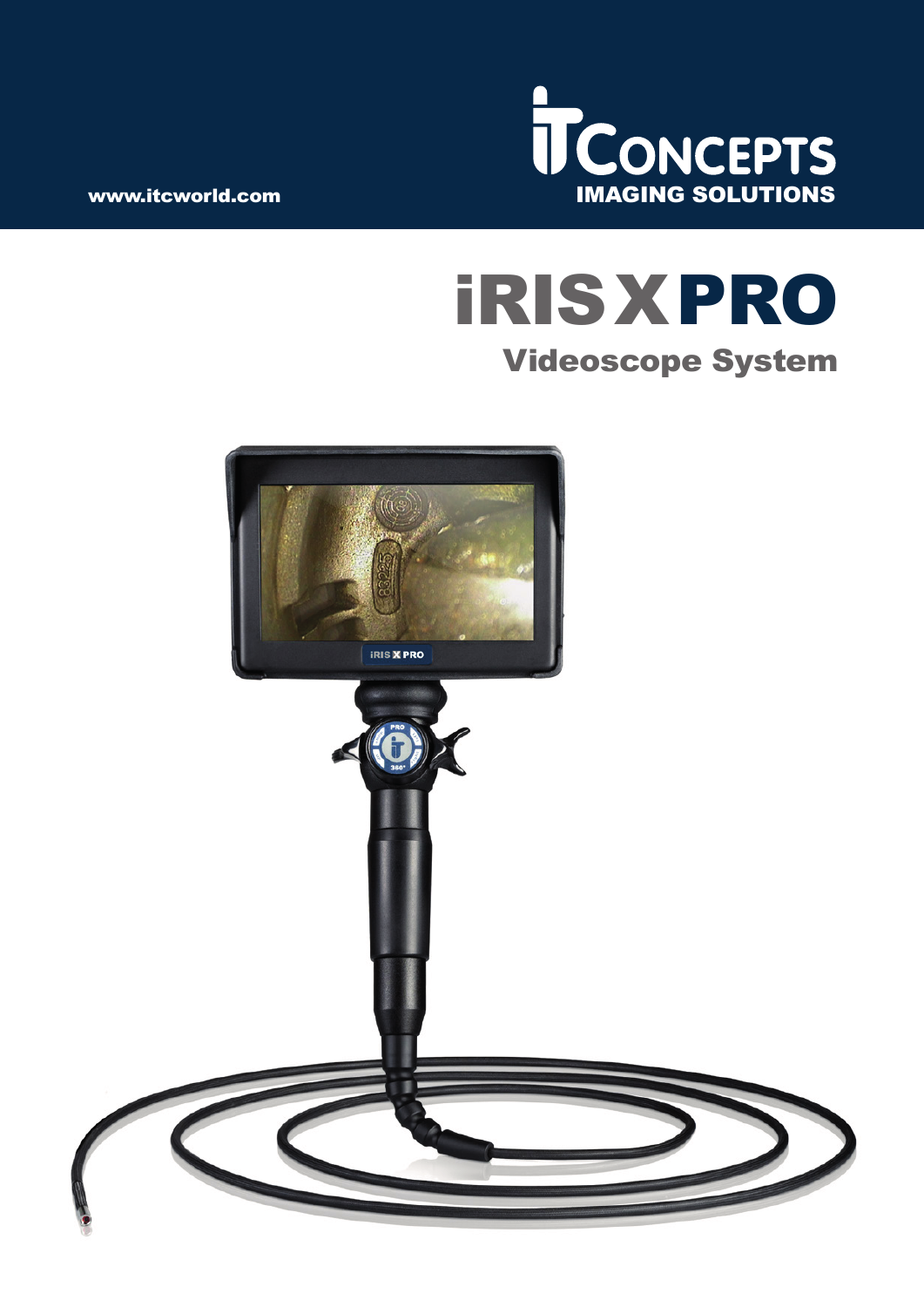www.itcworld.com

ITCONCEPTS
IMAGING SOLUTIONS

# iRIS X PRO

## Videoscope System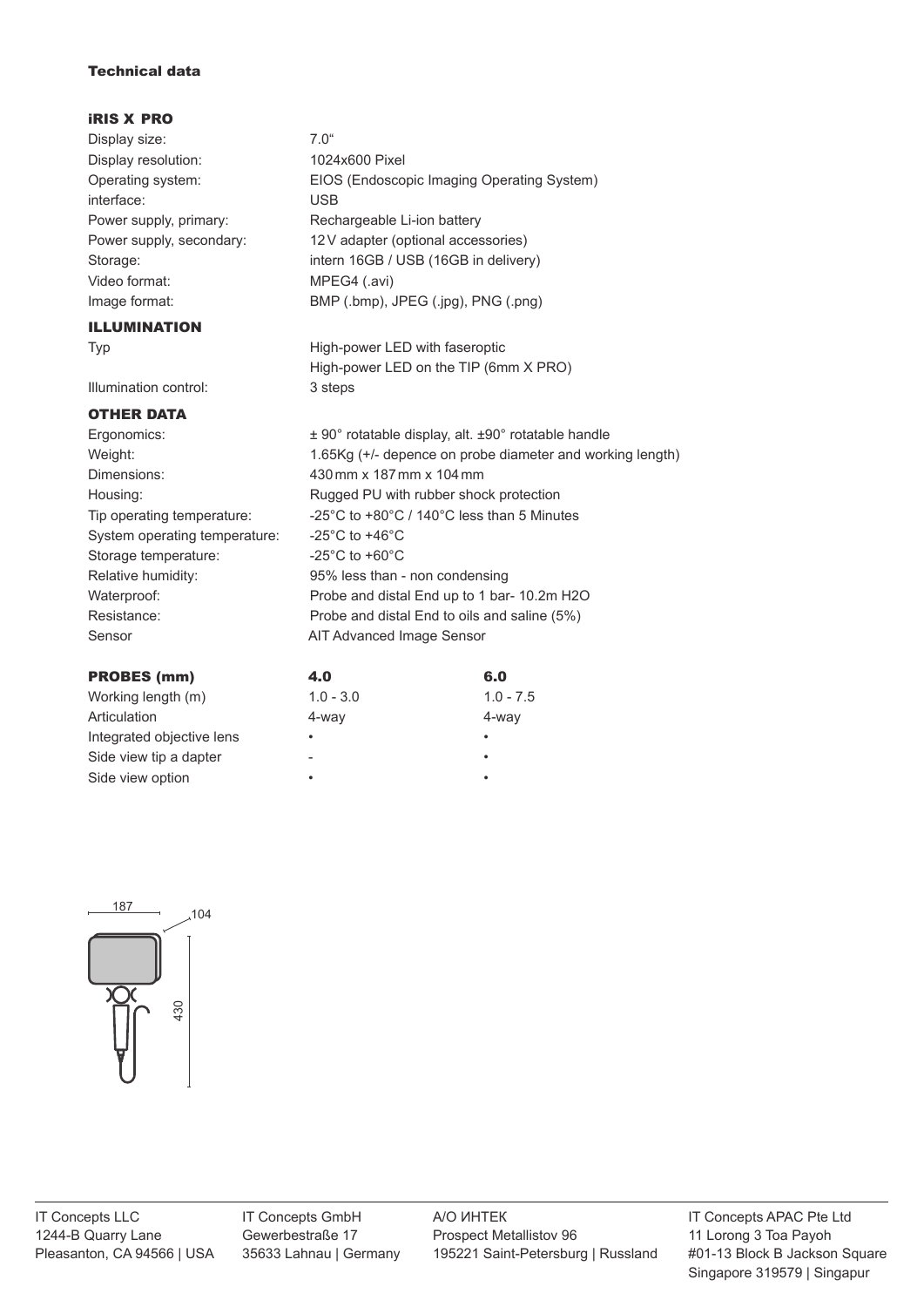## Technical data

### iRIS X PRO

| | |
|---|---|
| Display size: | 7.0“ |
| Display resolution: | 1024x600 Pixel |
| Operating system: | EIOS (Endoscopic Imaging Operating System) |
| interface: | USB |
| Power supply, primary: | Rechargeable Li-ion battery |
| Power supply, secondary: | 12V adapter (optional accessories) |
| Storage: | intern 16GB / USB (16GB in delivery) |
| Video format: | MPEG4 (.avi) |
| Image format: | BMP (.bmp), JPEG (.jpg), PNG (.png) |

### ILLUMINATION

| | |
|---|---|
| Typ | High-power LED with faseroptic<br>High-power LED on the TIP (6mm X PRO) |
| Illumination control: | 3 steps |

### OTHER DATA

| | |
|---|---|
| Ergonomics: | ± 90° rotatable display, alt. ±90° rotatable handle |
| Weight: | 1.65Kg (+/- depence on probe diameter and working length) |
| Dimensions: | 430 mm x 187 mm x 104 mm |
| Housing: | Rugged PU with rubber shock protection |
| Tip operating temperature: | -25°C to +80°C / 140°C less than 5 Minutes |
| System operating temperature: | -25°C to +46°C |
| Storage temperature: | -25°C to +60°C |
| Relative humidity: | 95% less than - non condensing |
| Waterproof: | Probe and distal End up to 1 bar- 10.2m H2O |
| Resistance: | Probe and distal End to oils and saline (5%) |
| Sensor | AIT Advanced Image Sensor |

| PROBES (mm) | 4.0 | 6.0 |
|---|---|---|
| Working length (m) | 1.0 - 3.0 | 1.0 - 7.5 |
| Articulation | 4-way | 4-way |
| Integrated objective lens | • | • |
| Side view tip a dapter | - | • |
| Side view option | • | • |

187

104

430

IT Concepts LLC
1244-B Quarry Lane
Pleasanton, CA 94566 | USA

IT Concepts GmbH
Gewerbestraße 17
35633 Lahnau | Germany

А/О ИНТЕК
Prospect Metallistov 96
195221 Saint-Petersburg | Russland

IT Concepts APAC Pte Ltd
11 Lorong 3 Toa Payoh
#01-13 Block B Jackson Square
Singapore 319579 | Singapur